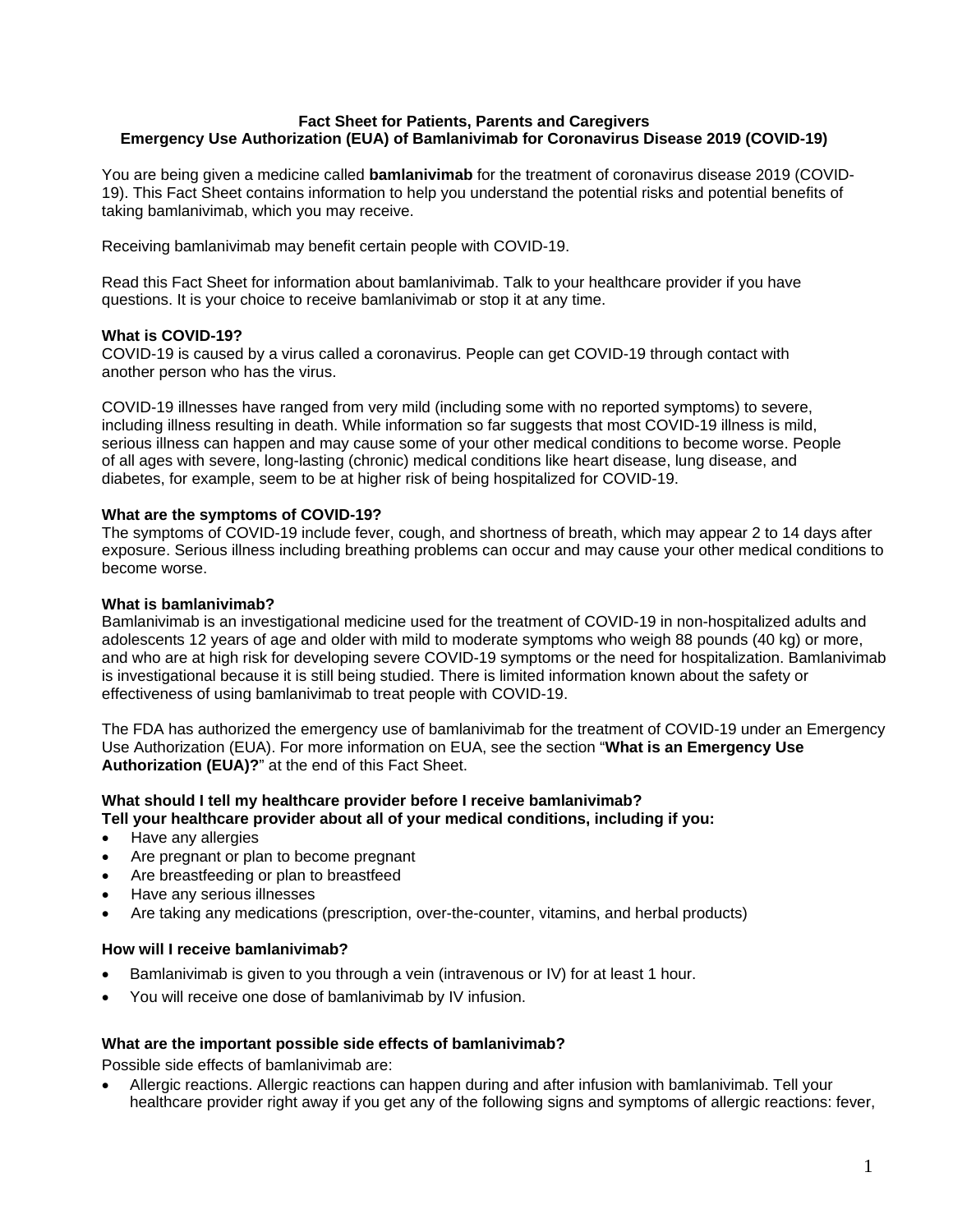**Fact Sheet for Patients, Parents and Caregivers**
**Emergency Use Authorization (EUA) of Bamlanivimab for Coronavirus Disease 2019 (COVID-19)**

You are being given a medicine called **bamlanivimab** for the treatment of coronavirus disease 2019 (COVID-19). This Fact Sheet contains information to help you understand the potential risks and potential benefits of taking bamlanivimab, which you may receive.

Receiving bamlanivimab may benefit certain people with COVID-19.

Read this Fact Sheet for information about bamlanivimab. Talk to your healthcare provider if you have questions. It is your choice to receive bamlanivimab or stop it at any time.

**What is COVID-19?**

COVID-19 is caused by a virus called a coronavirus. People can get COVID-19 through contact with another person who has the virus.

COVID-19 illnesses have ranged from very mild (including some with no reported symptoms) to severe, including illness resulting in death. While information so far suggests that most COVID-19 illness is mild, serious illness can happen and may cause some of your other medical conditions to become worse. People of all ages with severe, long-lasting (chronic) medical conditions like heart disease, lung disease, and diabetes, for example, seem to be at higher risk of being hospitalized for COVID-19.

**What are the symptoms of COVID-19?**

The symptoms of COVID-19 include fever, cough, and shortness of breath, which may appear 2 to 14 days after exposure. Serious illness including breathing problems can occur and may cause your other medical conditions to become worse.

**What is bamlanivimab?**

Bamlanivimab is an investigational medicine used for the treatment of COVID-19 in non-hospitalized adults and adolescents 12 years of age and older with mild to moderate symptoms who weigh 88 pounds (40 kg) or more, and who are at high risk for developing severe COVID-19 symptoms or the need for hospitalization. Bamlanivimab is investigational because it is still being studied. There is limited information known about the safety or effectiveness of using bamlanivimab to treat people with COVID-19.

The FDA has authorized the emergency use of bamlanivimab for the treatment of COVID-19 under an Emergency Use Authorization (EUA). For more information on EUA, see the section "**What is an Emergency Use Authorization (EUA)?**" at the end of this Fact Sheet.

**What should I tell my healthcare provider before I receive bamlanivimab?**
**Tell your healthcare provider about all of your medical conditions, including if you:**

- Have any allergies
- Are pregnant or plan to become pregnant
- Are breastfeeding or plan to breastfeed
- Have any serious illnesses
- Are taking any medications (prescription, over-the-counter, vitamins, and herbal products)

**How will I receive bamlanivimab?**

- Bamlanivimab is given to you through a vein (intravenous or IV) for at least 1 hour.
- You will receive one dose of bamlanivimab by IV infusion.

**What are the important possible side effects of bamlanivimab?**

Possible side effects of bamlanivimab are:

- Allergic reactions. Allergic reactions can happen during and after infusion with bamlanivimab. Tell your healthcare provider right away if you get any of the following signs and symptoms of allergic reactions: fever,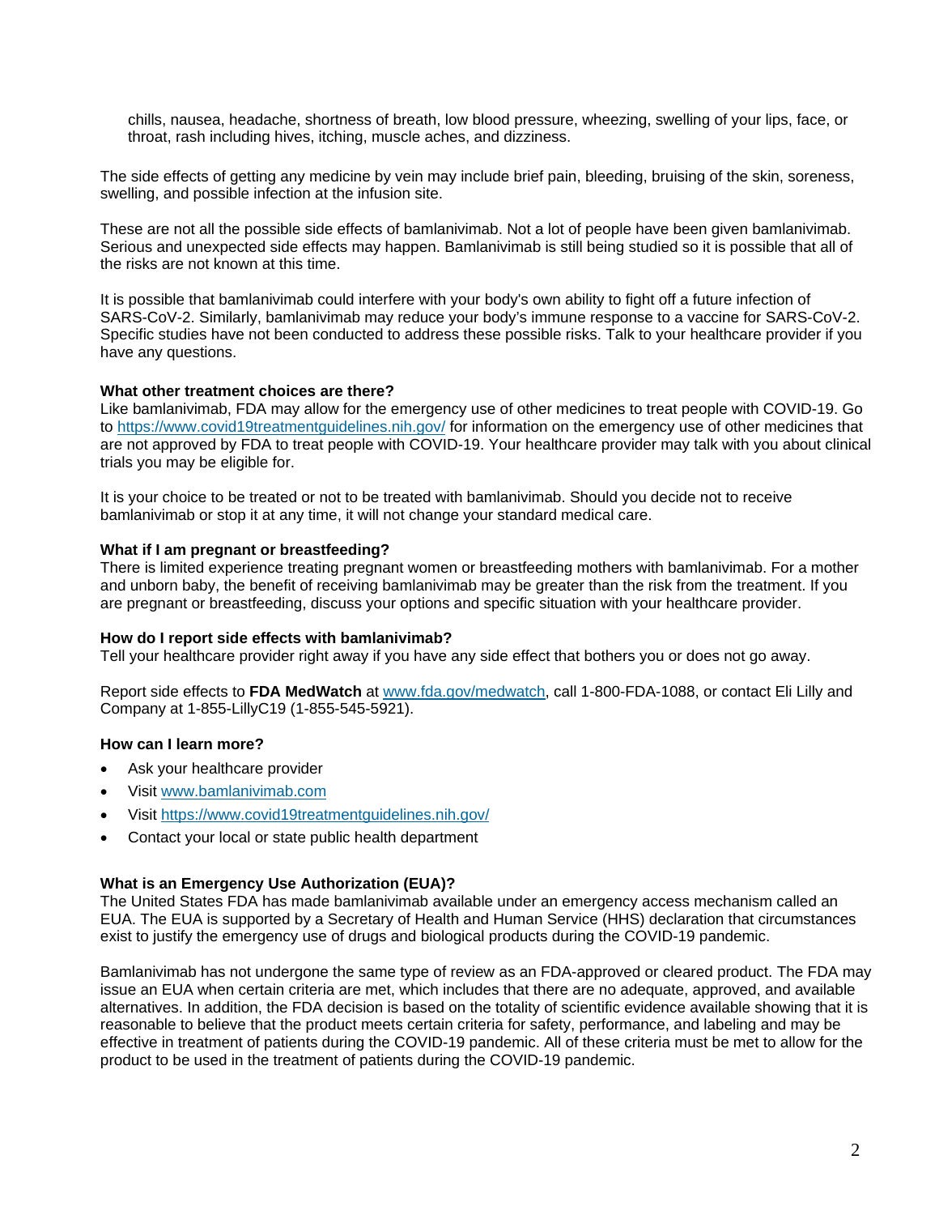chills, nausea, headache, shortness of breath, low blood pressure, wheezing, swelling of your lips, face, or throat, rash including hives, itching, muscle aches, and dizziness.

The side effects of getting any medicine by vein may include brief pain, bleeding, bruising of the skin, soreness, swelling, and possible infection at the infusion site.

These are not all the possible side effects of bamlanivimab. Not a lot of people have been given bamlanivimab. Serious and unexpected side effects may happen. Bamlanivimab is still being studied so it is possible that all of the risks are not known at this time.

It is possible that bamlanivimab could interfere with your body's own ability to fight off a future infection of SARS-CoV-2. Similarly, bamlanivimab may reduce your body's immune response to a vaccine for SARS-CoV-2. Specific studies have not been conducted to address these possible risks. Talk to your healthcare provider if you have any questions.

**What other treatment choices are there?**
Like bamlanivimab, FDA may allow for the emergency use of other medicines to treat people with COVID-19. Go to https://www.covid19treatmentguidelines.nih.gov/ for information on the emergency use of other medicines that are not approved by FDA to treat people with COVID-19. Your healthcare provider may talk with you about clinical trials you may be eligible for.

It is your choice to be treated or not to be treated with bamlanivimab. Should you decide not to receive bamlanivimab or stop it at any time, it will not change your standard medical care.

**What if I am pregnant or breastfeeding?**
There is limited experience treating pregnant women or breastfeeding mothers with bamlanivimab. For a mother and unborn baby, the benefit of receiving bamlanivimab may be greater than the risk from the treatment. If you are pregnant or breastfeeding, discuss your options and specific situation with your healthcare provider.

**How do I report side effects with bamlanivimab?**
Tell your healthcare provider right away if you have any side effect that bothers you or does not go away.

Report side effects to **FDA MedWatch** at www.fda.gov/medwatch, call 1-800-FDA-1088, or contact Eli Lilly and Company at 1-855-LillyC19 (1-855-545-5921).

**How can I learn more?**

- Ask your healthcare provider
- Visit www.bamlanivimab.com
- Visit https://www.covid19treatmentguidelines.nih.gov/
- Contact your local or state public health department

**What is an Emergency Use Authorization (EUA)?**
The United States FDA has made bamlanivimab available under an emergency access mechanism called an EUA. The EUA is supported by a Secretary of Health and Human Service (HHS) declaration that circumstances exist to justify the emergency use of drugs and biological products during the COVID-19 pandemic.

Bamlanivimab has not undergone the same type of review as an FDA-approved or cleared product. The FDA may issue an EUA when certain criteria are met, which includes that there are no adequate, approved, and available alternatives. In addition, the FDA decision is based on the totality of scientific evidence available showing that it is reasonable to believe that the product meets certain criteria for safety, performance, and labeling and may be effective in treatment of patients during the COVID-19 pandemic. All of these criteria must be met to allow for the product to be used in the treatment of patients during the COVID-19 pandemic.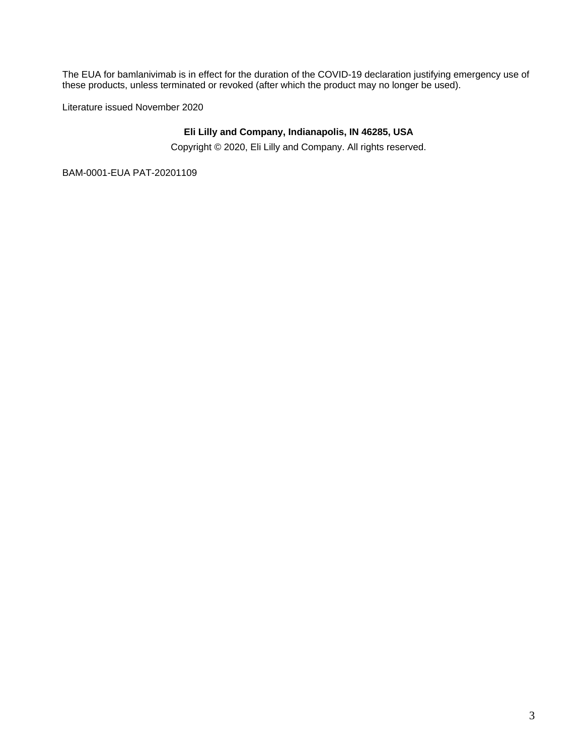The EUA for bamlanivimab is in effect for the duration of the COVID-19 declaration justifying emergency use of these products, unless terminated or revoked (after which the product may no longer be used).

Literature issued November 2020

**Eli Lilly and Company, Indianapolis, IN 46285, USA**

Copyright © 2020, Eli Lilly and Company. All rights reserved.

BAM-0001-EUA PAT-20201109